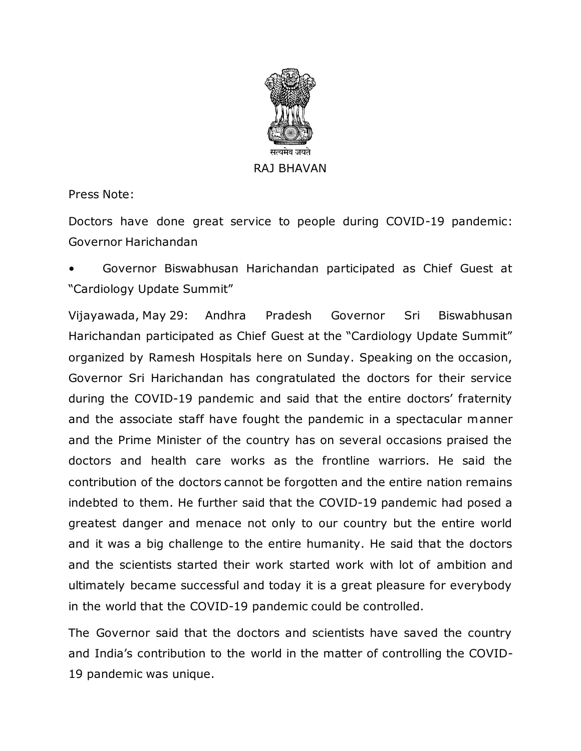सत्यमेव जयते

RAJ BHAVAN

Press Note:

Doctors have done great service to people during COVID-19 pandemic: Governor Harichandan

- Governor Biswabhusan Harichandan participated as Chief Guest at "Cardiology Update Summit"

Vijayawada, May 29: Andhra Pradesh Governor Sri Biswabhusan Harichandan participated as Chief Guest at the "Cardiology Update Summit" organized by Ramesh Hospitals here on Sunday. Speaking on the occasion, Governor Sri Harichandan has congratulated the doctors for their service during the COVID-19 pandemic and said that the entire doctors' fraternity and the associate staff have fought the pandemic in a spectacular manner and the Prime Minister of the country has on several occasions praised the doctors and health care works as the frontline warriors. He said the contribution of the doctors cannot be forgotten and the entire nation remains indebted to them. He further said that the COVID-19 pandemic had posed a greatest danger and menace not only to our country but the entire world and it was a big challenge to the entire humanity. He said that the doctors and the scientists started their work started work with lot of ambition and ultimately became successful and today it is a great pleasure for everybody in the world that the COVID-19 pandemic could be controlled.

The Governor said that the doctors and scientists have saved the country and India's contribution to the world in the matter of controlling the COVID-19 pandemic was unique.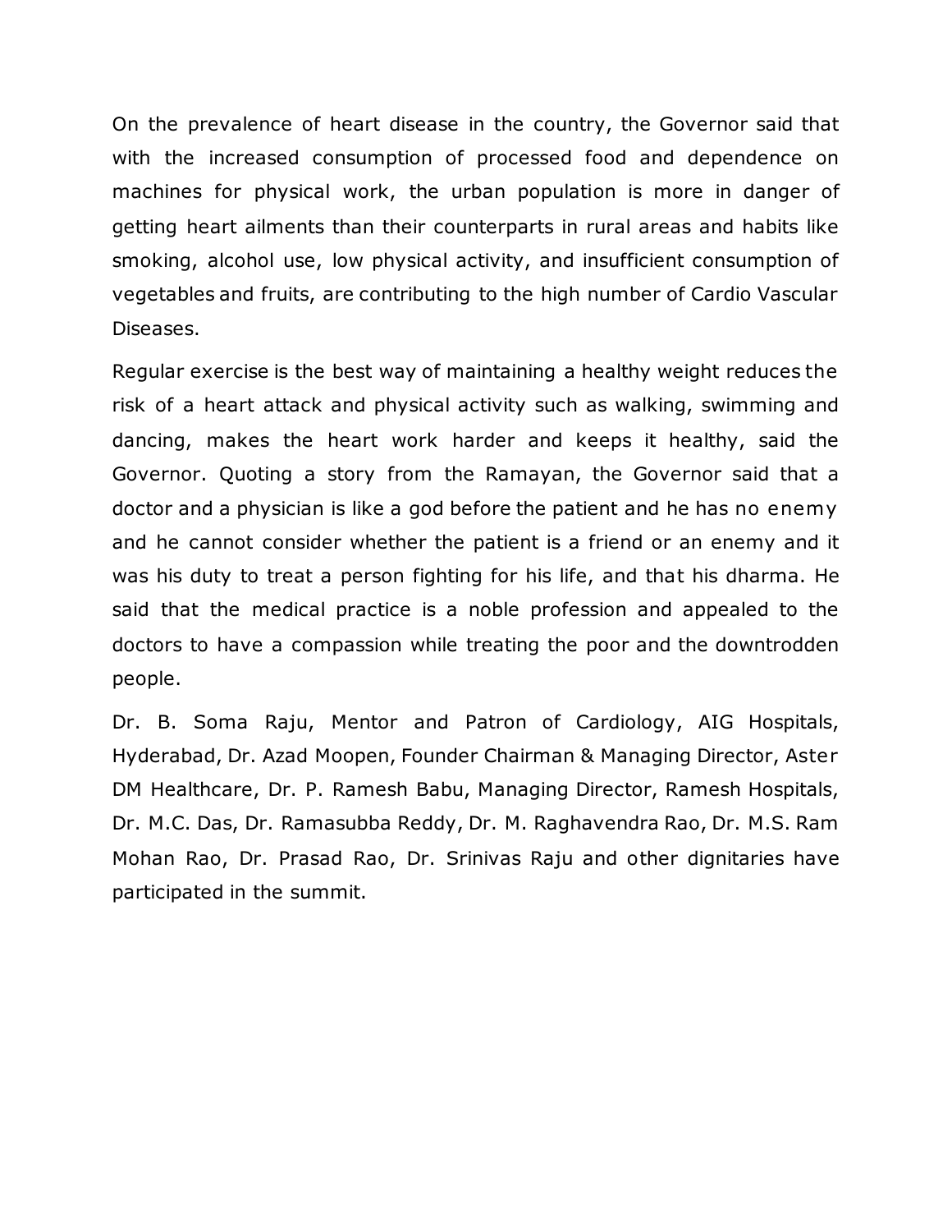On the prevalence of heart disease in the country, the Governor said that with the increased consumption of processed food and dependence on machines for physical work, the urban population is more in danger of getting heart ailments than their counterparts in rural areas and habits like smoking, alcohol use, low physical activity, and insufficient consumption of vegetables and fruits, are contributing to the high number of Cardio Vascular Diseases.

Regular exercise is the best way of maintaining a healthy weight reduces the risk of a heart attack and physical activity such as walking, swimming and dancing, makes the heart work harder and keeps it healthy, said the Governor. Quoting a story from the Ramayan, the Governor said that a doctor and a physician is like a god before the patient and he has no enemy and he cannot consider whether the patient is a friend or an enemy and it was his duty to treat a person fighting for his life, and that his dharma. He said that the medical practice is a noble profession and appealed to the doctors to have a compassion while treating the poor and the downtrodden people.

Dr. B. Soma Raju, Mentor and Patron of Cardiology, AIG Hospitals, Hyderabad, Dr. Azad Moopen, Founder Chairman & Managing Director, Aster DM Healthcare, Dr. P. Ramesh Babu, Managing Director, Ramesh Hospitals, Dr. M.C. Das, Dr. Ramasubba Reddy, Dr. M. Raghavendra Rao, Dr. M.S. Ram Mohan Rao, Dr. Prasad Rao, Dr. Srinivas Raju and other dignitaries have participated in the summit.